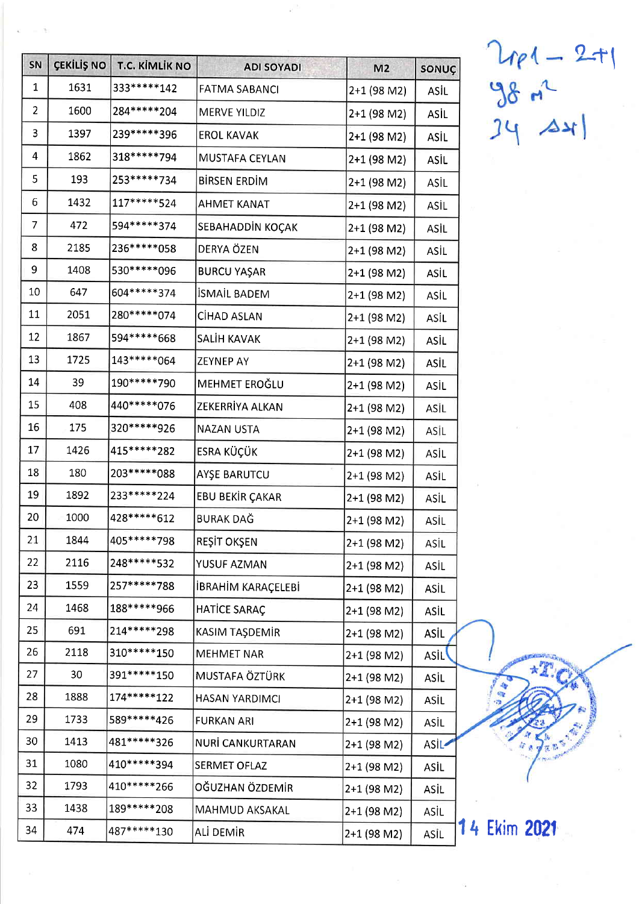| SN | ÇEKİLİŞ NO | T.C. KİMLİK NO | ADI SOYADI | M2 | SONUÇ |
|---|---|---|---|---|---|
| 1 | 1631 | 333*****142 | FATMA SABANCI | 2+1 (98 M2) | ASİL |
| 2 | 1600 | 284*****204 | MERVE YILDIZ | 2+1 (98 M2) | ASİL |
| 3 | 1397 | 239*****396 | EROL KAVAK | 2+1 (98 M2) | ASİL |
| 4 | 1862 | 318*****794 | MUSTAFA CEYLAN | 2+1 (98 M2) | ASİL |
| 5 | 193 | 253*****734 | BİRSEN ERDİM | 2+1 (98 M2) | ASİL |
| 6 | 1432 | 117*****524 | AHMET KANAT | 2+1 (98 M2) | ASİL |
| 7 | 472 | 594*****374 | SEBAHADDİN KOÇAK | 2+1 (98 M2) | ASİL |
| 8 | 2185 | 236*****058 | DERYA ÖZEN | 2+1 (98 M2) | ASİL |
| 9 | 1408 | 530*****096 | BURCU YAŞAR | 2+1 (98 M2) | ASİL |
| 10 | 647 | 604*****374 | İSMAİL BADEM | 2+1 (98 M2) | ASİL |
| 11 | 2051 | 280*****074 | CİHAD ASLAN | 2+1 (98 M2) | ASİL |
| 12 | 1867 | 594*****668 | SALİH KAVAK | 2+1 (98 M2) | ASİL |
| 13 | 1725 | 143*****064 | ZEYNEP AY | 2+1 (98 M2) | ASİL |
| 14 | 39 | 190*****790 | MEHMET EROĞLU | 2+1 (98 M2) | ASİL |
| 15 | 408 | 440*****076 | ZEKERRİYA ALKAN | 2+1 (98 M2) | ASİL |
| 16 | 175 | 320*****926 | NAZAN USTA | 2+1 (98 M2) | ASİL |
| 17 | 1426 | 415*****282 | ESRA KÜÇÜK | 2+1 (98 M2) | ASİL |
| 18 | 180 | 203*****088 | AYŞE BARUTCU | 2+1 (98 M2) | ASİL |
| 19 | 1892 | 233*****224 | EBU BEKİR ÇAKAR | 2+1 (98 M2) | ASİL |
| 20 | 1000 | 428*****612 | BURAK DAĞ | 2+1 (98 M2) | ASİL |
| 21 | 1844 | 405*****798 | REŞİT OKŞEN | 2+1 (98 M2) | ASİL |
| 22 | 2116 | 248*****532 | YUSUF AZMAN | 2+1 (98 M2) | ASİL |
| 23 | 1559 | 257*****788 | İBRAHİM KARAÇELEBİ | 2+1 (98 M2) | ASİL |
| 24 | 1468 | 188*****966 | HATİCE SARAÇ | 2+1 (98 M2) | ASİL |
| 25 | 691 | 214*****298 | KASIM TAŞDEMİR | 2+1 (98 M2) | ASİL |
| 26 | 2118 | 310*****150 | MEHMET NAR | 2+1 (98 M2) | ASİL |
| 27 | 30 | 391*****150 | MUSTAFA ÖZTÜRK | 2+1 (98 M2) | ASİL |
| 28 | 1888 | 174*****122 | HASAN YARDIMCI | 2+1 (98 M2) | ASİL |
| 29 | 1733 | 589*****426 | FURKAN ARI | 2+1 (98 M2) | ASİL |
| 30 | 1413 | 481*****326 | NURİ CANKURTARAN | 2+1 (98 M2) | ASİL |
| 31 | 1080 | 410*****394 | SERMET OFLAZ | 2+1 (98 M2) | ASİL |
| 32 | 1793 | 410*****266 | OĞUZHAN ÖZDEMİR | 2+1 (98 M2) | ASİL |
| 33 | 1438 | 189*****208 | MAHMUD AKSAKAL | 2+1 (98 M2) | ASİL |
| 34 | 474 | 487*****130 | ALİ DEMİR | 2+1 (98 M2) | ASİL |

Tip 1 – 2+1
98 m²
34 Asil

14 Ekim 2021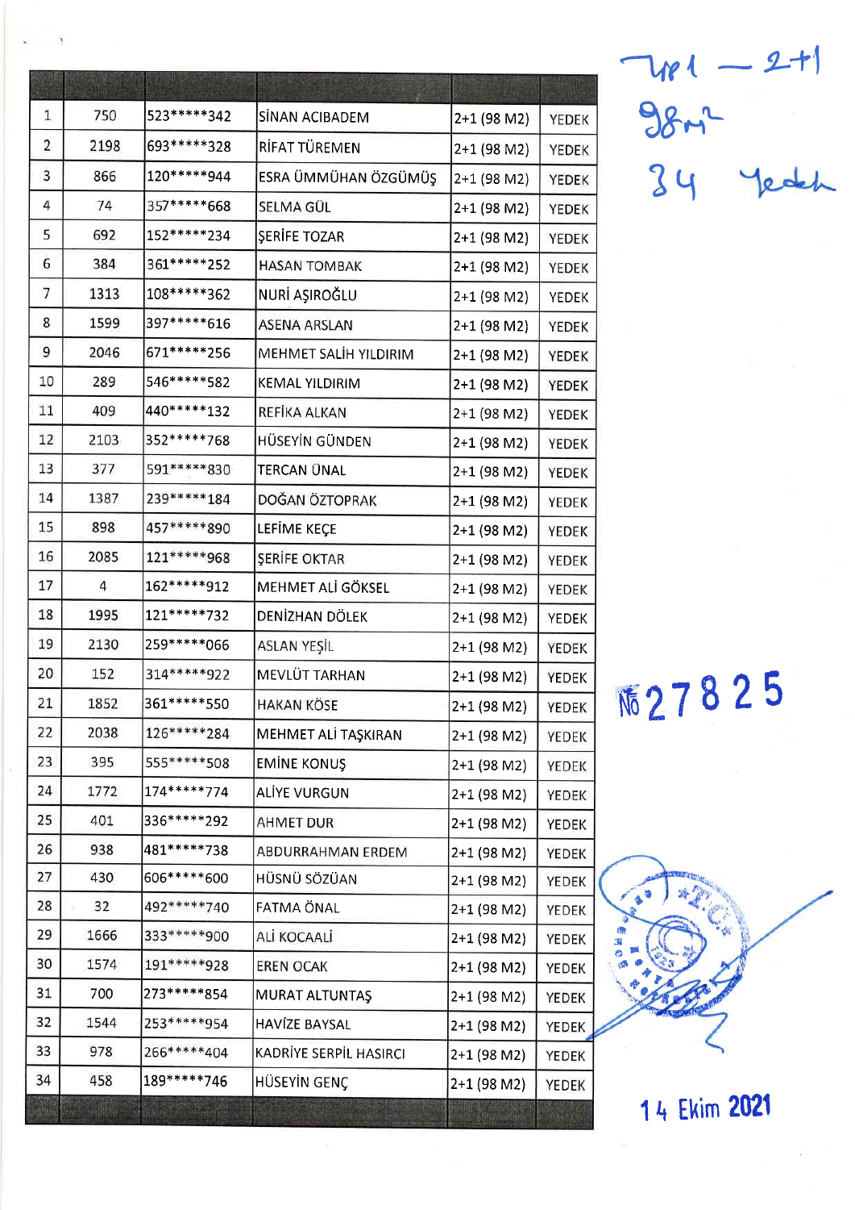Tip 1 — 2+1
98 m²
34 Yedek

| | | | | | |
|---|---|---|---|---|---|
| 1 | 750 | 523*****342 | SİNAN ACIBADEM | 2+1 (98 M2) | YEDEK |
| 2 | 2198 | 693*****328 | RİFAT TÜREMEN | 2+1 (98 M2) | YEDEK |
| 3 | 866 | 120*****944 | ESRA ÜMMÜHAN ÖZGÜMÜŞ | 2+1 (98 M2) | YEDEK |
| 4 | 74 | 357*****668 | SELMA GÜL | 2+1 (98 M2) | YEDEK |
| 5 | 692 | 152*****234 | ŞERİFE TOZAR | 2+1 (98 M2) | YEDEK |
| 6 | 384 | 361*****252 | HASAN TOMBAK | 2+1 (98 M2) | YEDEK |
| 7 | 1313 | 108*****362 | NURİ AŞIROĞLU | 2+1 (98 M2) | YEDEK |
| 8 | 1599 | 397*****616 | ASENA ARSLAN | 2+1 (98 M2) | YEDEK |
| 9 | 2046 | 671*****256 | MEHMET SALİH YILDIRIM | 2+1 (98 M2) | YEDEK |
| 10 | 289 | 546*****582 | KEMAL YILDIRIM | 2+1 (98 M2) | YEDEK |
| 11 | 409 | 440*****132 | REFİKA ALKAN | 2+1 (98 M2) | YEDEK |
| 12 | 2103 | 352*****768 | HÜSEYİN GÜNDEN | 2+1 (98 M2) | YEDEK |
| 13 | 377 | 591*****830 | TERCAN ÜNAL | 2+1 (98 M2) | YEDEK |
| 14 | 1387 | 239*****184 | DOĞAN ÖZTOPRAK | 2+1 (98 M2) | YEDEK |
| 15 | 898 | 457*****890 | LEFİME KEÇE | 2+1 (98 M2) | YEDEK |
| 16 | 2085 | 121*****968 | ŞERİFE OKTAR | 2+1 (98 M2) | YEDEK |
| 17 | 4 | 162*****912 | MEHMET ALİ GÖKSEL | 2+1 (98 M2) | YEDEK |
| 18 | 1995 | 121*****732 | DENİZHAN DÖLEK | 2+1 (98 M2) | YEDEK |
| 19 | 2130 | 259*****066 | ASLAN YEŞİL | 2+1 (98 M2) | YEDEK |
| 20 | 152 | 314*****922 | MEVLÜT TARHAN | 2+1 (98 M2) | YEDEK |
| 21 | 1852 | 361*****550 | HAKAN KÖSE | 2+1 (98 M2) | YEDEK |
| 22 | 2038 | 126*****284 | MEHMET ALİ TAŞKIRAN | 2+1 (98 M2) | YEDEK |
| 23 | 395 | 555*****508 | EMİNE KONUŞ | 2+1 (98 M2) | YEDEK |
| 24 | 1772 | 174*****774 | ALİYE VURGUN | 2+1 (98 M2) | YEDEK |
| 25 | 401 | 336*****292 | AHMET DUR | 2+1 (98 M2) | YEDEK |
| 26 | 938 | 481*****738 | ABDURRAHMAN ERDEM | 2+1 (98 M2) | YEDEK |
| 27 | 430 | 606*****600 | HÜSNÜ SÖZÜAN | 2+1 (98 M2) | YEDEK |
| 28 | 32 | 492*****740 | FATMA ÖNAL | 2+1 (98 M2) | YEDEK |
| 29 | 1666 | 333*****900 | ALİ KOCAALİ | 2+1 (98 M2) | YEDEK |
| 30 | 1574 | 191*****928 | EREN OCAK | 2+1 (98 M2) | YEDEK |
| 31 | 700 | 273*****854 | MURAT ALTUNTAŞ | 2+1 (98 M2) | YEDEK |
| 32 | 1544 | 253*****954 | HAVİZE BAYSAL | 2+1 (98 M2) | YEDEK |
| 33 | 978 | 266*****404 | KADRİYE SERPİL HASIRCI | 2+1 (98 M2) | YEDEK |
| 34 | 458 | 189*****746 | HÜSEYİN GENÇ | 2+1 (98 M2) | YEDEK |

№ 27825

14 Ekim 2021